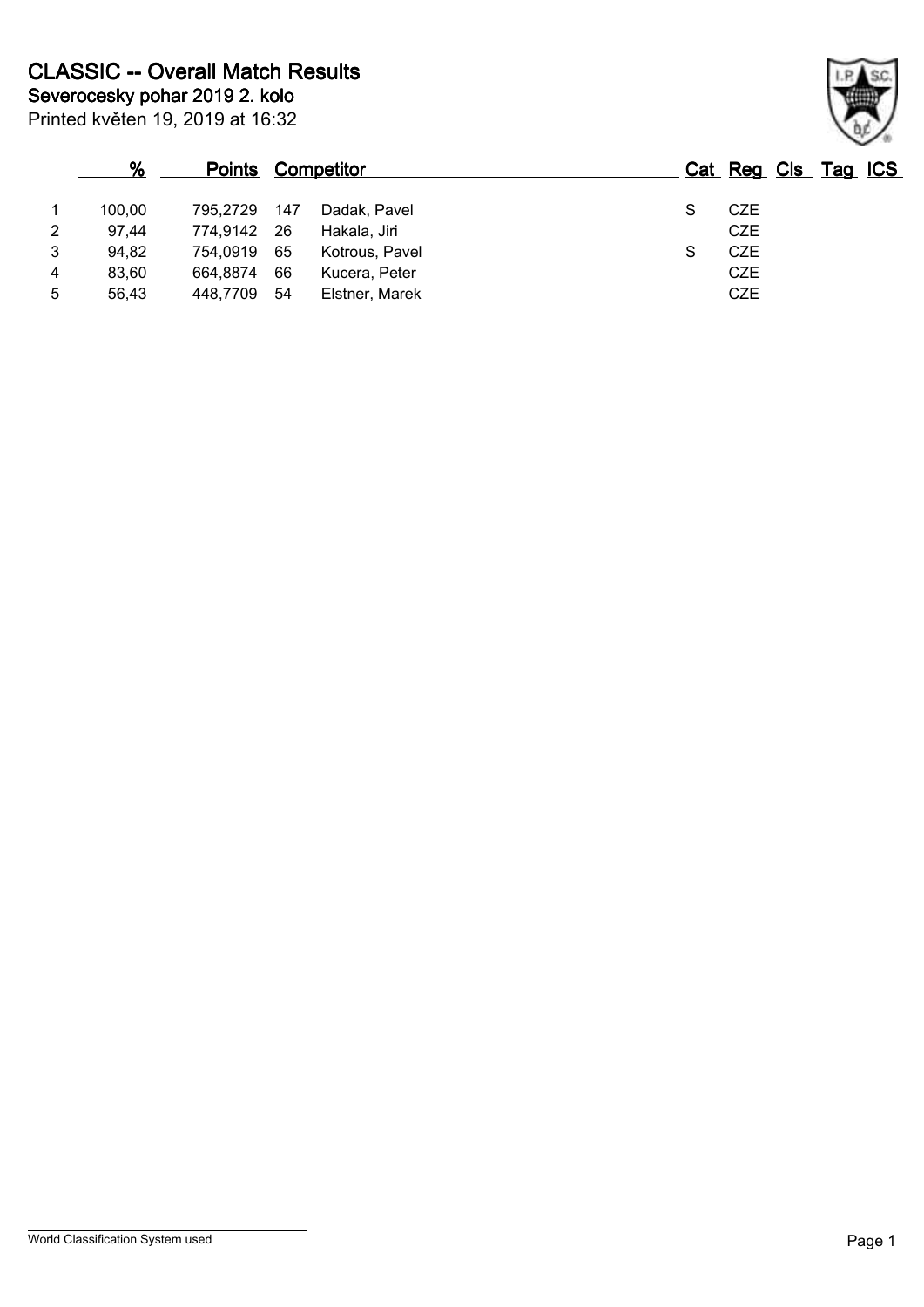# CLASSIC -- Overall Match Results

**Severocesky pohar 2019 2. kolo**

Printed květen 19, 2019 at 16:32

| | % | Points | Competitor | | Cat | Reg | Cls | Tag | ICS |
|---|---|---|---|---|---|---|---|---|---|
| 1 | 100,00 | 795,2729 | 147 | Dadak, Pavel | S | CZE | | | |
| 2 | 97,44 | 774,9142 | 26 | Hakala, Jiri | | CZE | | | |
| 3 | 94,82 | 754,0919 | 65 | Kotrous, Pavel | S | CZE | | | |
| 4 | 83,60 | 664,8874 | 66 | Kucera, Peter | | CZE | | | |
| 5 | 56,43 | 448,7709 | 54 | Elstner, Marek | | CZE | | | |

World Classification System used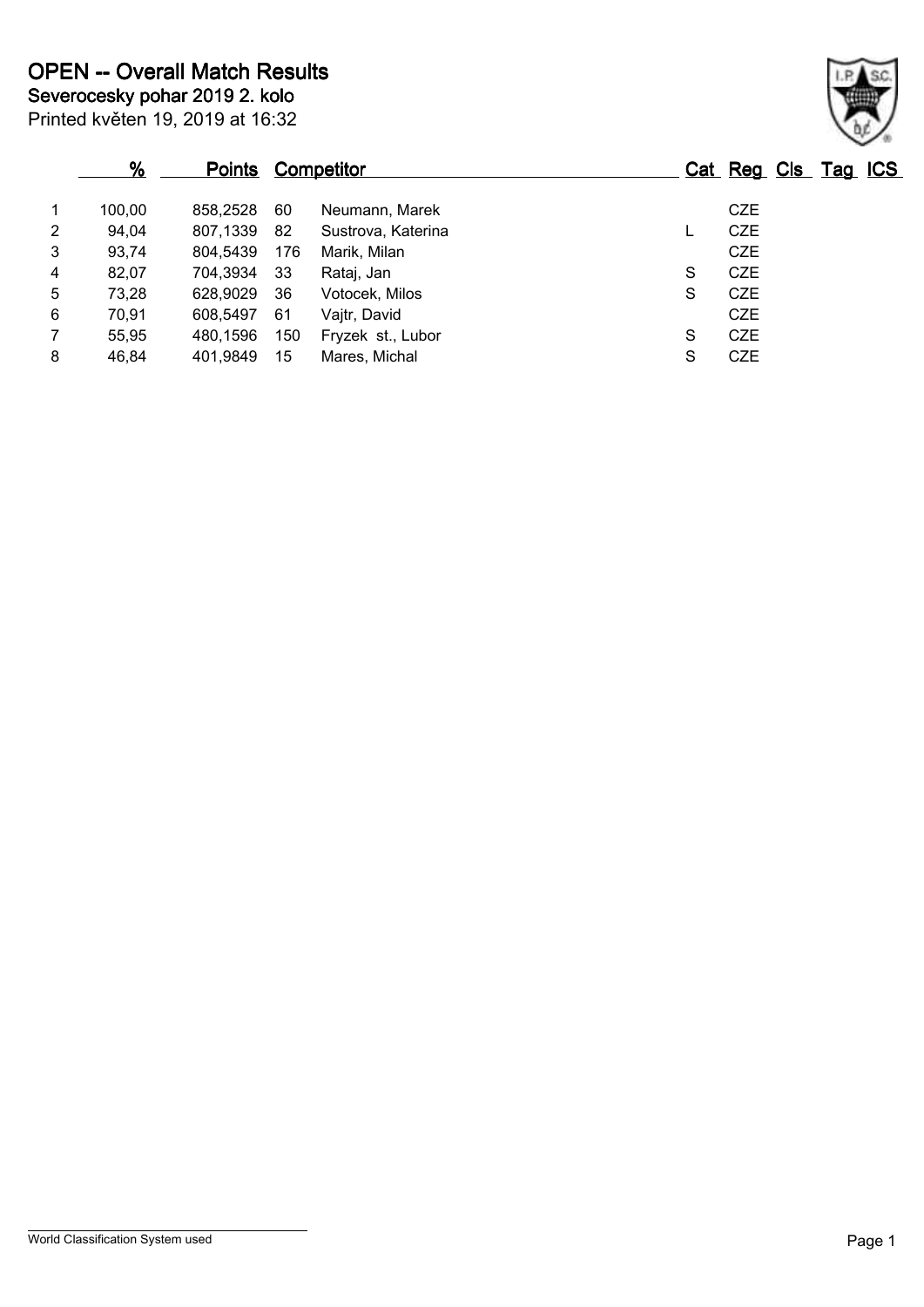# OPEN -- Overall Match Results

**Severocesky pohar 2019 2. kolo**

Printed květen 19, 2019 at 16:32

| | % | Points | Competitor | | Cat | Reg | Cls | Tag | ICS |
|---|---|---|---|---|---|---|---|---|---|
| 1 | 100,00 | 858,2528 | 60 | Neumann, Marek | | CZE | | | |
| 2 | 94,04 | 807,1339 | 82 | Sustrova, Katerina | L | CZE | | | |
| 3 | 93,74 | 804,5439 | 176 | Marik, Milan | | CZE | | | |
| 4 | 82,07 | 704,3934 | 33 | Rataj, Jan | S | CZE | | | |
| 5 | 73,28 | 628,9029 | 36 | Votocek, Milos | S | CZE | | | |
| 6 | 70,91 | 608,5497 | 61 | Vajtr, David | | CZE | | | |
| 7 | 55,95 | 480,1596 | 150 | Fryzek st., Lubor | S | CZE | | | |
| 8 | 46,84 | 401,9849 | 15 | Mares, Michal | S | CZE | | | |

World Classification System used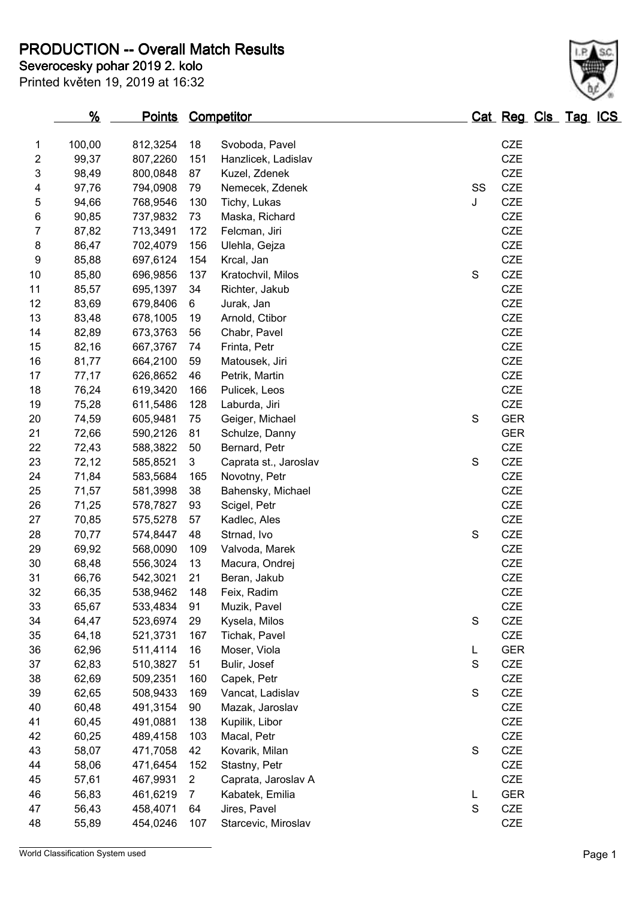# PRODUCTION -- Overall Match Results

**Severocesky pohar 2019 2. kolo**

Printed květen 19, 2019 at 16:32

| | % | Points | Competitor | | Cat | Reg | Cls | Tag | ICS |
|---|---|---|---|---|---|---|---|---|---|
| 1 | 100,00 | 812,3254 | 18 | Svoboda, Pavel | | CZE | | | |
| 2 | 99,37 | 807,2260 | 151 | Hanzlicek, Ladislav | | CZE | | | |
| 3 | 98,49 | 800,0848 | 87 | Kuzel, Zdenek | | CZE | | | |
| 4 | 97,76 | 794,0908 | 79 | Nemecek, Zdenek | SS | CZE | | | |
| 5 | 94,66 | 768,9546 | 130 | Tichy, Lukas | J | CZE | | | |
| 6 | 90,85 | 737,9832 | 73 | Maska, Richard | | CZE | | | |
| 7 | 87,82 | 713,3491 | 172 | Felcman, Jiri | | CZE | | | |
| 8 | 86,47 | 702,4079 | 156 | Ulehla, Gejza | | CZE | | | |
| 9 | 85,88 | 697,6124 | 154 | Krcal, Jan | | CZE | | | |
| 10 | 85,80 | 696,9856 | 137 | Kratochvil, Milos | S | CZE | | | |
| 11 | 85,57 | 695,1397 | 34 | Richter, Jakub | | CZE | | | |
| 12 | 83,69 | 679,8406 | 6 | Jurak, Jan | | CZE | | | |
| 13 | 83,48 | 678,1005 | 19 | Arnold, Ctibor | | CZE | | | |
| 14 | 82,89 | 673,3763 | 56 | Chabr, Pavel | | CZE | | | |
| 15 | 82,16 | 667,3767 | 74 | Frinta, Petr | | CZE | | | |
| 16 | 81,77 | 664,2100 | 59 | Matousek, Jiri | | CZE | | | |
| 17 | 77,17 | 626,8652 | 46 | Petrik, Martin | | CZE | | | |
| 18 | 76,24 | 619,3420 | 166 | Pulicek, Leos | | CZE | | | |
| 19 | 75,28 | 611,5486 | 128 | Laburda, Jiri | | CZE | | | |
| 20 | 74,59 | 605,9481 | 75 | Geiger, Michael | S | GER | | | |
| 21 | 72,66 | 590,2126 | 81 | Schulze, Danny | | GER | | | |
| 22 | 72,43 | 588,3822 | 50 | Bernard, Petr | | CZE | | | |
| 23 | 72,12 | 585,8521 | 3 | Caprata st., Jaroslav | S | CZE | | | |
| 24 | 71,84 | 583,5684 | 165 | Novotny, Petr | | CZE | | | |
| 25 | 71,57 | 581,3998 | 38 | Bahensky, Michael | | CZE | | | |
| 26 | 71,25 | 578,7827 | 93 | Scigel, Petr | | CZE | | | |
| 27 | 70,85 | 575,5278 | 57 | Kadlec, Ales | | CZE | | | |
| 28 | 70,77 | 574,8447 | 48 | Strnad, Ivo | S | CZE | | | |
| 29 | 69,92 | 568,0090 | 109 | Valvoda, Marek | | CZE | | | |
| 30 | 68,48 | 556,3024 | 13 | Macura, Ondrej | | CZE | | | |
| 31 | 66,76 | 542,3021 | 21 | Beran, Jakub | | CZE | | | |
| 32 | 66,35 | 538,9462 | 148 | Feix, Radim | | CZE | | | |
| 33 | 65,67 | 533,4834 | 91 | Muzik, Pavel | | CZE | | | |
| 34 | 64,47 | 523,6974 | 29 | Kysela, Milos | S | CZE | | | |
| 35 | 64,18 | 521,3731 | 167 | Tichak, Pavel | | CZE | | | |
| 36 | 62,96 | 511,4114 | 16 | Moser, Viola | L | GER | | | |
| 37 | 62,83 | 510,3827 | 51 | Bulir, Josef | S | CZE | | | |
| 38 | 62,69 | 509,2351 | 160 | Capek, Petr | | CZE | | | |
| 39 | 62,65 | 508,9433 | 169 | Vancat, Ladislav | S | CZE | | | |
| 40 | 60,48 | 491,3154 | 90 | Mazak, Jaroslav | | CZE | | | |
| 41 | 60,45 | 491,0881 | 138 | Kupilik, Libor | | CZE | | | |
| 42 | 60,25 | 489,4158 | 103 | Macal, Petr | | CZE | | | |
| 43 | 58,07 | 471,7058 | 42 | Kovarik, Milan | S | CZE | | | |
| 44 | 58,06 | 471,6454 | 152 | Stastny, Petr | | CZE | | | |
| 45 | 57,61 | 467,9931 | 2 | Caprata, Jaroslav A | | CZE | | | |
| 46 | 56,83 | 461,6219 | 7 | Kabatek, Emilia | L | GER | | | |
| 47 | 56,43 | 458,4071 | 64 | Jires, Pavel | S | CZE | | | |
| 48 | 55,89 | 454,0246 | 107 | Starcevic, Miroslav | | CZE | | | |

World Classification System used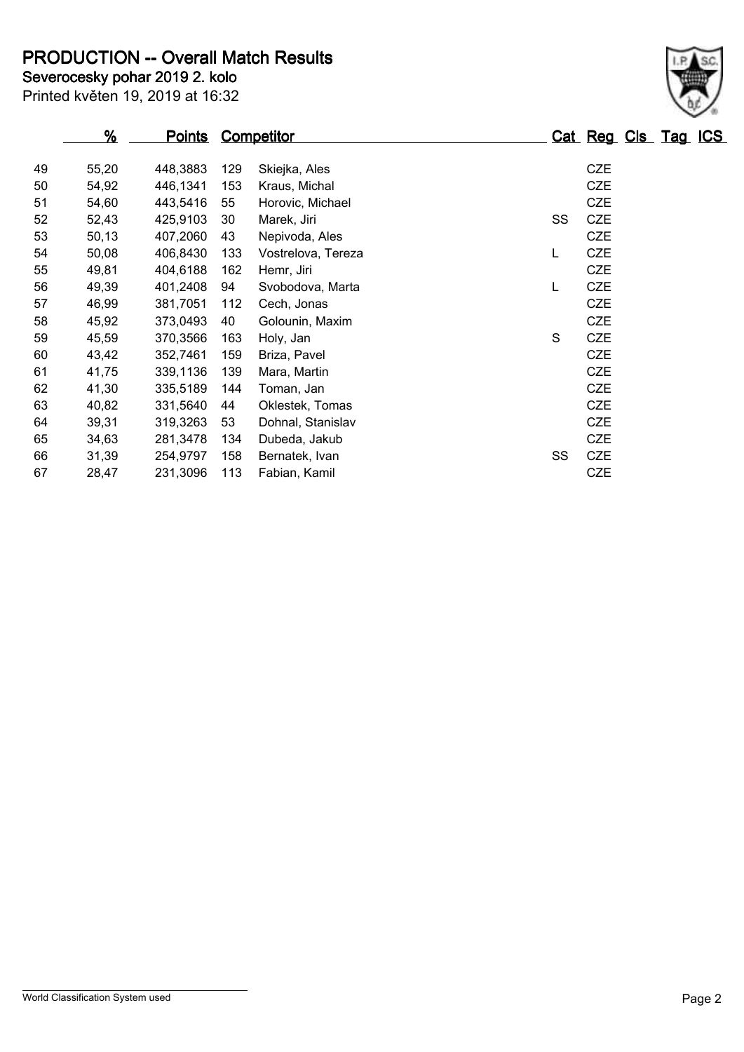# PRODUCTION -- Overall Match Results

**Severocesky pohar 2019 2. kolo**

Printed květen 19, 2019 at 16:32

| | % | Points | | Competitor | Cat | Reg | Cls | Tag | ICS |
|---|---|---|---|---|---|---|---|---|---|
| 49 | 55,20 | 448,3883 | 129 | Skiejka, Ales | | CZE | | | |
| 50 | 54,92 | 446,1341 | 153 | Kraus, Michal | | CZE | | | |
| 51 | 54,60 | 443,5416 | 55 | Horovic, Michael | | CZE | | | |
| 52 | 52,43 | 425,9103 | 30 | Marek, Jiri | SS | CZE | | | |
| 53 | 50,13 | 407,2060 | 43 | Nepivoda, Ales | | CZE | | | |
| 54 | 50,08 | 406,8430 | 133 | Vostrelova, Tereza | L | CZE | | | |
| 55 | 49,81 | 404,6188 | 162 | Hemr, Jiri | | CZE | | | |
| 56 | 49,39 | 401,2408 | 94 | Svobodova, Marta | L | CZE | | | |
| 57 | 46,99 | 381,7051 | 112 | Cech, Jonas | | CZE | | | |
| 58 | 45,92 | 373,0493 | 40 | Golounin, Maxim | | CZE | | | |
| 59 | 45,59 | 370,3566 | 163 | Holy, Jan | S | CZE | | | |
| 60 | 43,42 | 352,7461 | 159 | Briza, Pavel | | CZE | | | |
| 61 | 41,75 | 339,1136 | 139 | Mara, Martin | | CZE | | | |
| 62 | 41,30 | 335,5189 | 144 | Toman, Jan | | CZE | | | |
| 63 | 40,82 | 331,5640 | 44 | Oklestek, Tomas | | CZE | | | |
| 64 | 39,31 | 319,3263 | 53 | Dohnal, Stanislav | | CZE | | | |
| 65 | 34,63 | 281,3478 | 134 | Dubeda, Jakub | | CZE | | | |
| 66 | 31,39 | 254,9797 | 158 | Bernatek, Ivan | SS | CZE | | | |
| 67 | 28,47 | 231,3096 | 113 | Fabian, Kamil | | CZE | | | |

World Classification System used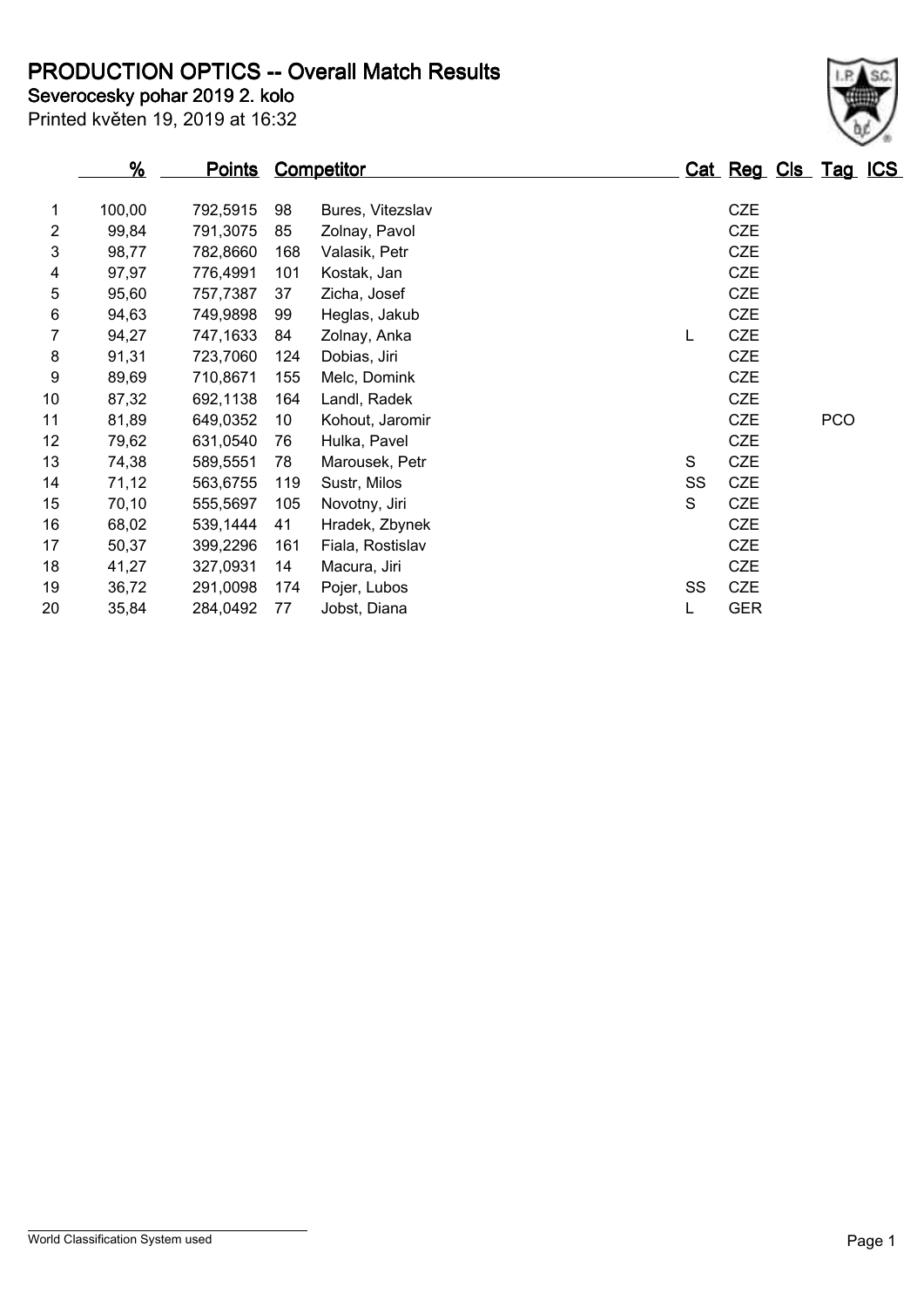# PRODUCTION OPTICS -- Overall Match Results

**Severocesky pohar 2019 2. kolo**

Printed květen 19, 2019 at 16:32

| | % | Points | | Competitor | Cat | Reg | Cls | Tag | ICS |
|---|---|---|---|---|---|---|---|---|---|
| 1 | 100,00 | 792,5915 | 98 | Bures, Vitezslav | | CZE | | | |
| 2 | 99,84 | 791,3075 | 85 | Zolnay, Pavol | | CZE | | | |
| 3 | 98,77 | 782,8660 | 168 | Valasik, Petr | | CZE | | | |
| 4 | 97,97 | 776,4991 | 101 | Kostak, Jan | | CZE | | | |
| 5 | 95,60 | 757,7387 | 37 | Zicha, Josef | | CZE | | | |
| 6 | 94,63 | 749,9898 | 99 | Heglas, Jakub | | CZE | | | |
| 7 | 94,27 | 747,1633 | 84 | Zolnay, Anka | L | CZE | | | |
| 8 | 91,31 | 723,7060 | 124 | Dobias, Jiri | | CZE | | | |
| 9 | 89,69 | 710,8671 | 155 | Melc, Domink | | CZE | | | |
| 10 | 87,32 | 692,1138 | 164 | Landl, Radek | | CZE | | | |
| 11 | 81,89 | 649,0352 | 10 | Kohout, Jaromir | | CZE | | PCO | |
| 12 | 79,62 | 631,0540 | 76 | Hulka, Pavel | | CZE | | | |
| 13 | 74,38 | 589,5551 | 78 | Marousek, Petr | S | CZE | | | |
| 14 | 71,12 | 563,6755 | 119 | Sustr, Milos | SS | CZE | | | |
| 15 | 70,10 | 555,5697 | 105 | Novotny, Jiri | S | CZE | | | |
| 16 | 68,02 | 539,1444 | 41 | Hradek, Zbynek | | CZE | | | |
| 17 | 50,37 | 399,2296 | 161 | Fiala, Rostislav | | CZE | | | |
| 18 | 41,27 | 327,0931 | 14 | Macura, Jiri | | CZE | | | |
| 19 | 36,72 | 291,0098 | 174 | Pojer, Lubos | SS | CZE | | | |
| 20 | 35,84 | 284,0492 | 77 | Jobst, Diana | L | GER | | | |

World Classification System used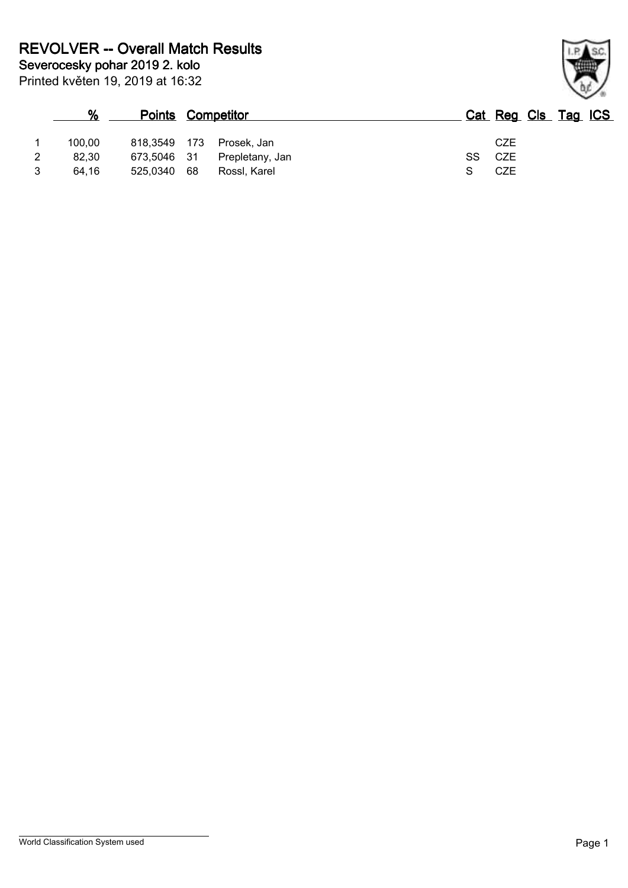# REVOLVER -- Overall Match Results

**Severocesky pohar 2019 2. kolo**

Printed květen 19, 2019 at 16:32

| | % | Points | | Competitor | Cat | Reg | Cls | Tag | ICS |
|---|---|---|---|---|---|---|---|---|---|
| 1 | 100,00 | 818,3549 | 173 | Prosek, Jan | | CZE | | | |
| 2 | 82,30 | 673,5046 | 31 | Prepletany, Jan | SS | CZE | | | |
| 3 | 64,16 | 525,0340 | 68 | Rossl, Karel | S | CZE | | | |

World Classification System used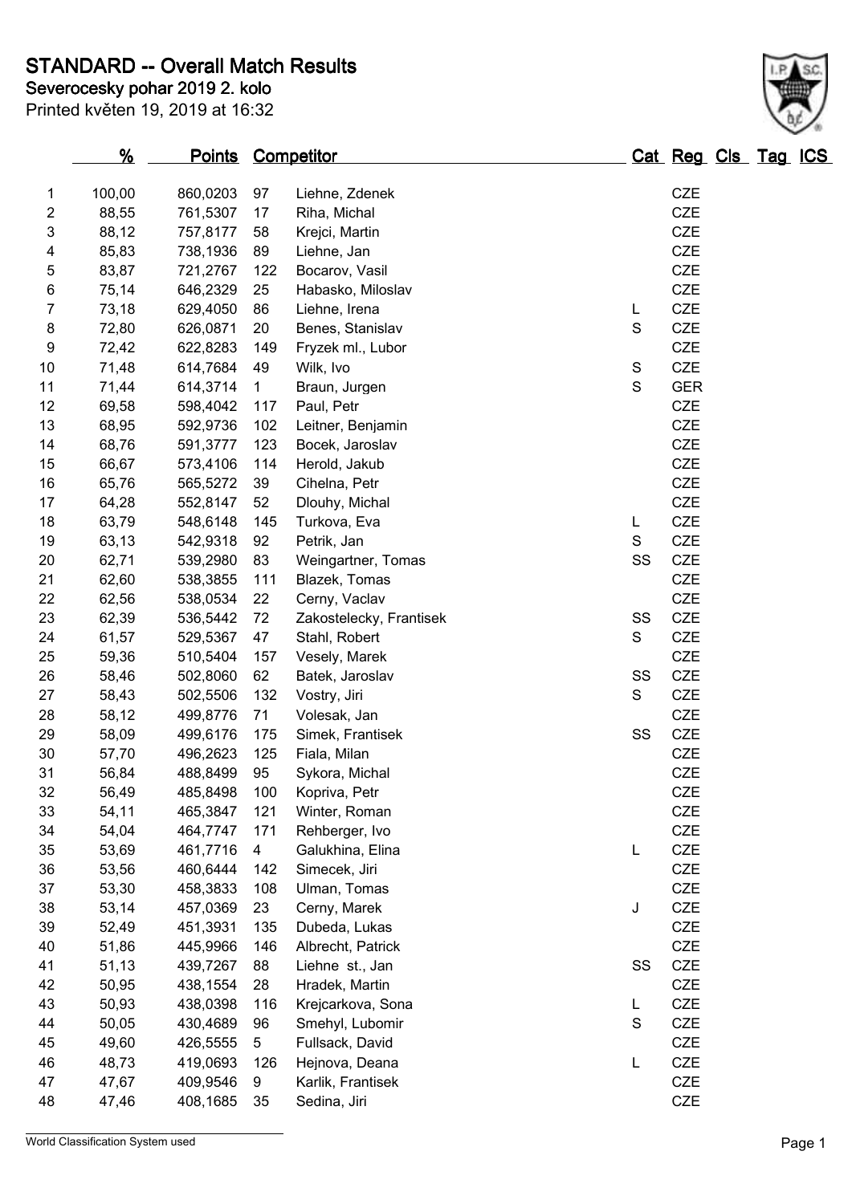# STANDARD -- Overall Match Results

## Severocesky pohar 2019 2. kolo

Printed květen 19, 2019 at 16:32

| | % | Points | Competitor | | Cat | Reg | Cls | Tag | ICS |
|---|---|---|---|---|---|---|---|---|---|
| 1 | 100,00 | 860,0203 | 97 | Liehne, Zdenek | | CZE | | | |
| 2 | 88,55 | 761,5307 | 17 | Riha, Michal | | CZE | | | |
| 3 | 88,12 | 757,8177 | 58 | Krejci, Martin | | CZE | | | |
| 4 | 85,83 | 738,1936 | 89 | Liehne, Jan | | CZE | | | |
| 5 | 83,87 | 721,2767 | 122 | Bocarov, Vasil | | CZE | | | |
| 6 | 75,14 | 646,2329 | 25 | Habasko, Miloslav | | CZE | | | |
| 7 | 73,18 | 629,4050 | 86 | Liehne, Irena | L | CZE | | | |
| 8 | 72,80 | 626,0871 | 20 | Benes, Stanislav | S | CZE | | | |
| 9 | 72,42 | 622,8283 | 149 | Fryzek ml., Lubor | | CZE | | | |
| 10 | 71,48 | 614,7684 | 49 | Wilk, Ivo | S | CZE | | | |
| 11 | 71,44 | 614,3714 | 1 | Braun, Jurgen | S | GER | | | |
| 12 | 69,58 | 598,4042 | 117 | Paul, Petr | | CZE | | | |
| 13 | 68,95 | 592,9736 | 102 | Leitner, Benjamin | | CZE | | | |
| 14 | 68,76 | 591,3777 | 123 | Bocek, Jaroslav | | CZE | | | |
| 15 | 66,67 | 573,4106 | 114 | Herold, Jakub | | CZE | | | |
| 16 | 65,76 | 565,5272 | 39 | Cihelna, Petr | | CZE | | | |
| 17 | 64,28 | 552,8147 | 52 | Dlouhy, Michal | | CZE | | | |
| 18 | 63,79 | 548,6148 | 145 | Turkova, Eva | L | CZE | | | |
| 19 | 63,13 | 542,9318 | 92 | Petrik, Jan | S | CZE | | | |
| 20 | 62,71 | 539,2980 | 83 | Weingartner, Tomas | SS | CZE | | | |
| 21 | 62,60 | 538,3855 | 111 | Blazek, Tomas | | CZE | | | |
| 22 | 62,56 | 538,0534 | 22 | Cerny, Vaclav | | CZE | | | |
| 23 | 62,39 | 536,5442 | 72 | Zakostelecky, Frantisek | SS | CZE | | | |
| 24 | 61,57 | 529,5367 | 47 | Stahl, Robert | S | CZE | | | |
| 25 | 59,36 | 510,5404 | 157 | Vesely, Marek | | CZE | | | |
| 26 | 58,46 | 502,8060 | 62 | Batek, Jaroslav | SS | CZE | | | |
| 27 | 58,43 | 502,5506 | 132 | Vostry, Jiri | S | CZE | | | |
| 28 | 58,12 | 499,8776 | 71 | Volesak, Jan | | CZE | | | |
| 29 | 58,09 | 499,6176 | 175 | Simek, Frantisek | SS | CZE | | | |
| 30 | 57,70 | 496,2623 | 125 | Fiala, Milan | | CZE | | | |
| 31 | 56,84 | 488,8499 | 95 | Sykora, Michal | | CZE | | | |
| 32 | 56,49 | 485,8498 | 100 | Kopriva, Petr | | CZE | | | |
| 33 | 54,11 | 465,3847 | 121 | Winter, Roman | | CZE | | | |
| 34 | 54,04 | 464,7747 | 171 | Rehberger, Ivo | | CZE | | | |
| 35 | 53,69 | 461,7716 | 4 | Galukhina, Elina | L | CZE | | | |
| 36 | 53,56 | 460,6444 | 142 | Simecek, Jiri | | CZE | | | |
| 37 | 53,30 | 458,3833 | 108 | Ulman, Tomas | | CZE | | | |
| 38 | 53,14 | 457,0369 | 23 | Cerny, Marek | J | CZE | | | |
| 39 | 52,49 | 451,3931 | 135 | Dubeda, Lukas | | CZE | | | |
| 40 | 51,86 | 445,9966 | 146 | Albrecht, Patrick | | CZE | | | |
| 41 | 51,13 | 439,7267 | 88 | Liehne st., Jan | SS | CZE | | | |
| 42 | 50,95 | 438,1554 | 28 | Hradek, Martin | | CZE | | | |
| 43 | 50,93 | 438,0398 | 116 | Krejcarkova, Sona | L | CZE | | | |
| 44 | 50,05 | 430,4689 | 96 | Smehyl, Lubomir | S | CZE | | | |
| 45 | 49,60 | 426,5555 | 5 | Fullsack, David | | CZE | | | |
| 46 | 48,73 | 419,0693 | 126 | Hejnova, Deana | L | CZE | | | |
| 47 | 47,67 | 409,9546 | 9 | Karlik, Frantisek | | CZE | | | |
| 48 | 47,46 | 408,1685 | 35 | Sedina, Jiri | | CZE | | | |

World Classification System used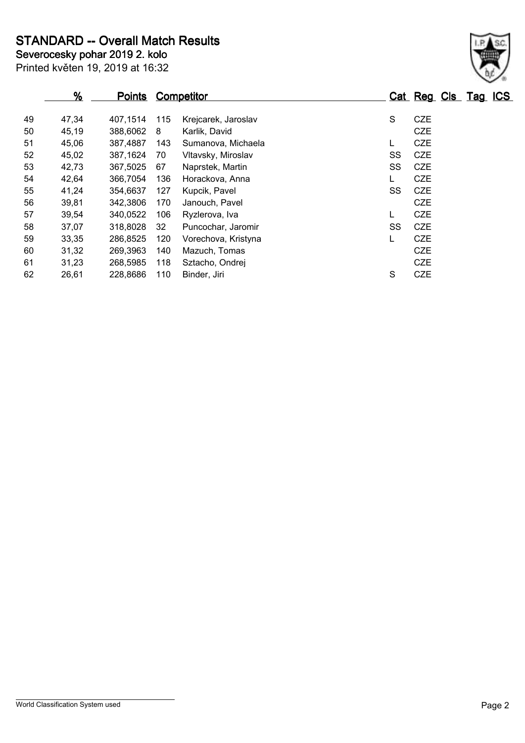# STANDARD -- Overall Match Results

**Severocesky pohar 2019 2. kolo**

Printed květen 19, 2019 at 16:32

| | % | Points | Competitor | | Cat | Reg | Cls | Tag | ICS |
|---|---|---|---|---|---|---|---|---|---|
| 49 | 47,34 | 407,1514 | 115 | Krejcarek, Jaroslav | S | CZE | | | |
| 50 | 45,19 | 388,6062 | 8 | Karlik, David | | CZE | | | |
| 51 | 45,06 | 387,4887 | 143 | Sumanova, Michaela | L | CZE | | | |
| 52 | 45,02 | 387,1624 | 70 | Vltavsky, Miroslav | SS | CZE | | | |
| 53 | 42,73 | 367,5025 | 67 | Naprstek, Martin | SS | CZE | | | |
| 54 | 42,64 | 366,7054 | 136 | Horackova, Anna | L | CZE | | | |
| 55 | 41,24 | 354,6637 | 127 | Kupcik, Pavel | SS | CZE | | | |
| 56 | 39,81 | 342,3806 | 170 | Janouch, Pavel | | CZE | | | |
| 57 | 39,54 | 340,0522 | 106 | Ryzlerova, Iva | L | CZE | | | |
| 58 | 37,07 | 318,8028 | 32 | Puncochar, Jaromir | SS | CZE | | | |
| 59 | 33,35 | 286,8525 | 120 | Vorechova, Kristyna | L | CZE | | | |
| 60 | 31,32 | 269,3963 | 140 | Mazuch, Tomas | | CZE | | | |
| 61 | 31,23 | 268,5985 | 118 | Sztacho, Ondrej | | CZE | | | |
| 62 | 26,61 | 228,8686 | 110 | Binder, Jiri | S | CZE | | | |

World Classification System used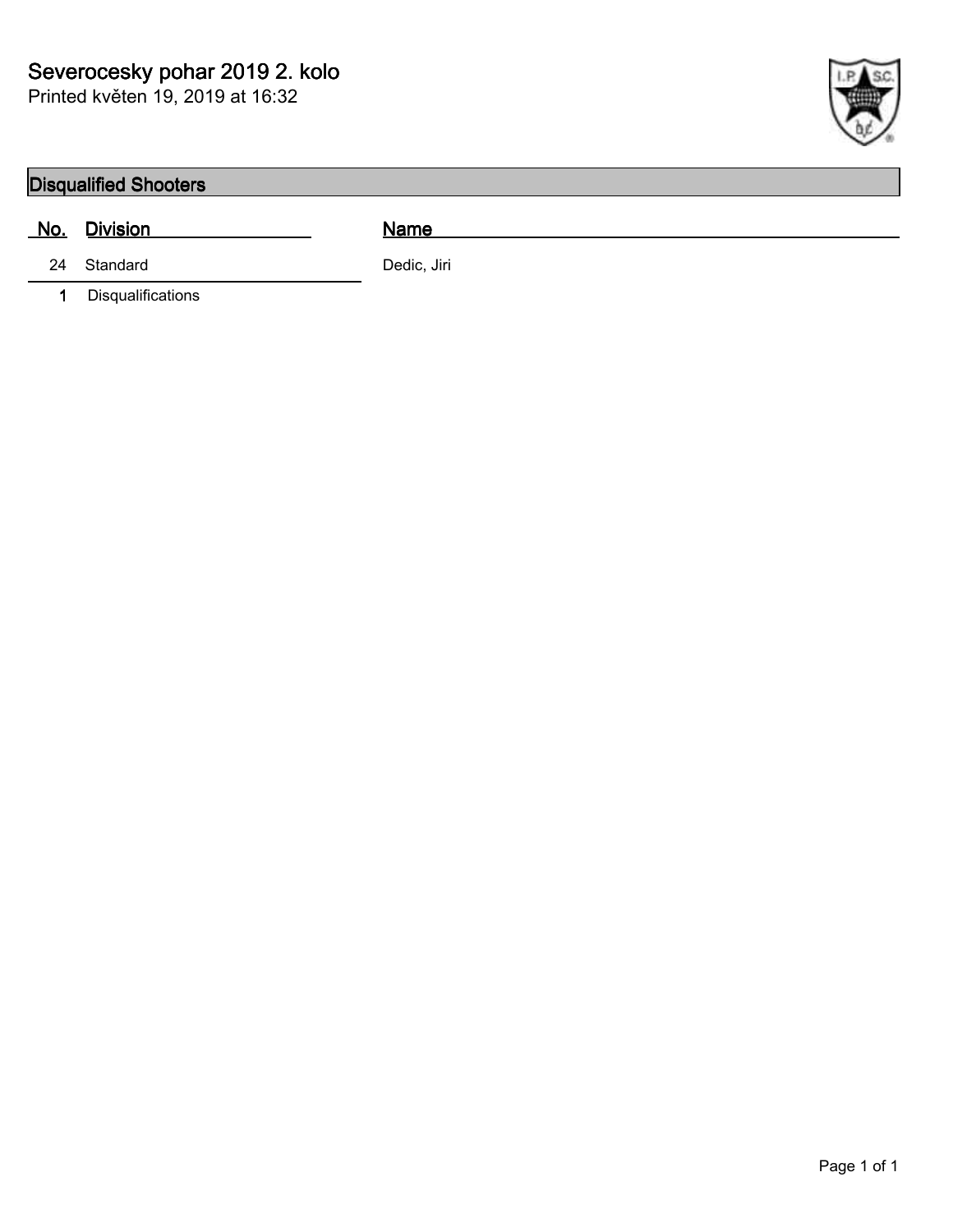# Severocesky pohar 2019 2. kolo

Printed květen 19, 2019 at 16:32

## Disqualified Shooters

| No. | Division | Name |
| --- | --- | --- |
| 24 | Standard | Dedic, Jiri |

1 Disqualifications